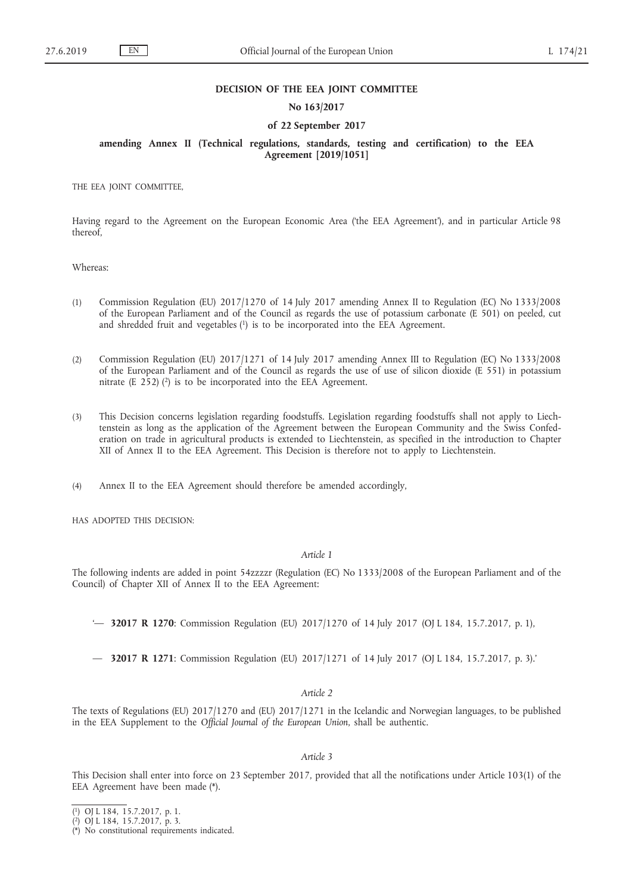**DECISION OF THE EEA JOINT COMMITTEE**

**No 163/2017**

**of 22 September 2017**

**amending Annex II (Technical regulations, standards, testing and certification) to the EEA Agreement [2019/1051]**

THE EEA JOINT COMMITTEE,

Having regard to the Agreement on the European Economic Area ('the EEA Agreement'), and in particular Article 98 thereof,

Whereas:

(1) Commission Regulation (EU) 2017/1270 of 14 July 2017 amending Annex II to Regulation (EC) No 1333/2008 of the European Parliament and of the Council as regards the use of potassium carbonate (E 501) on peeled, cut and shredded fruit and vegetables [1] is to be incorporated into the EEA Agreement.

(2) Commission Regulation (EU) 2017/1271 of 14 July 2017 amending Annex III to Regulation (EC) No 1333/2008 of the European Parliament and of the Council as regards the use of use of silicon dioxide (E 551) in potassium nitrate (E 252) [2] is to be incorporated into the EEA Agreement.

(3) This Decision concerns legislation regarding foodstuffs. Legislation regarding foodstuffs shall not apply to Liechtenstein as long as the application of the Agreement between the European Community and the Swiss Confederation on trade in agricultural products is extended to Liechtenstein, as specified in the introduction to Chapter XII of Annex II to the EEA Agreement. This Decision is therefore not to apply to Liechtenstein.

(4) Annex II to the EEA Agreement should therefore be amended accordingly,

HAS ADOPTED THIS DECISION:

*Article 1*

The following indents are added in point 54zzzzr (Regulation (EC) No 1333/2008 of the European Parliament and of the Council) of Chapter XII of Annex II to the EEA Agreement:

'— **32017 R 1270**: Commission Regulation (EU) 2017/1270 of 14 July 2017 (OJ L 184, 15.7.2017, p. 1),

— **32017 R 1271**: Commission Regulation (EU) 2017/1271 of 14 July 2017 (OJ L 184, 15.7.2017, p. 3).'

*Article 2*

The texts of Regulations (EU) 2017/1270 and (EU) 2017/1271 in the Icelandic and Norwegian languages, to be published in the EEA Supplement to the *Official Journal of the European Union*, shall be authentic.

*Article 3*

This Decision shall enter into force on 23 September 2017, provided that all the notifications under Article 103(1) of the EEA Agreement have been made (*).

---

[1] OJ L 184, 15.7.2017, p. 1.

[2] OJ L 184, 15.7.2017, p. 3.

(*) No constitutional requirements indicated.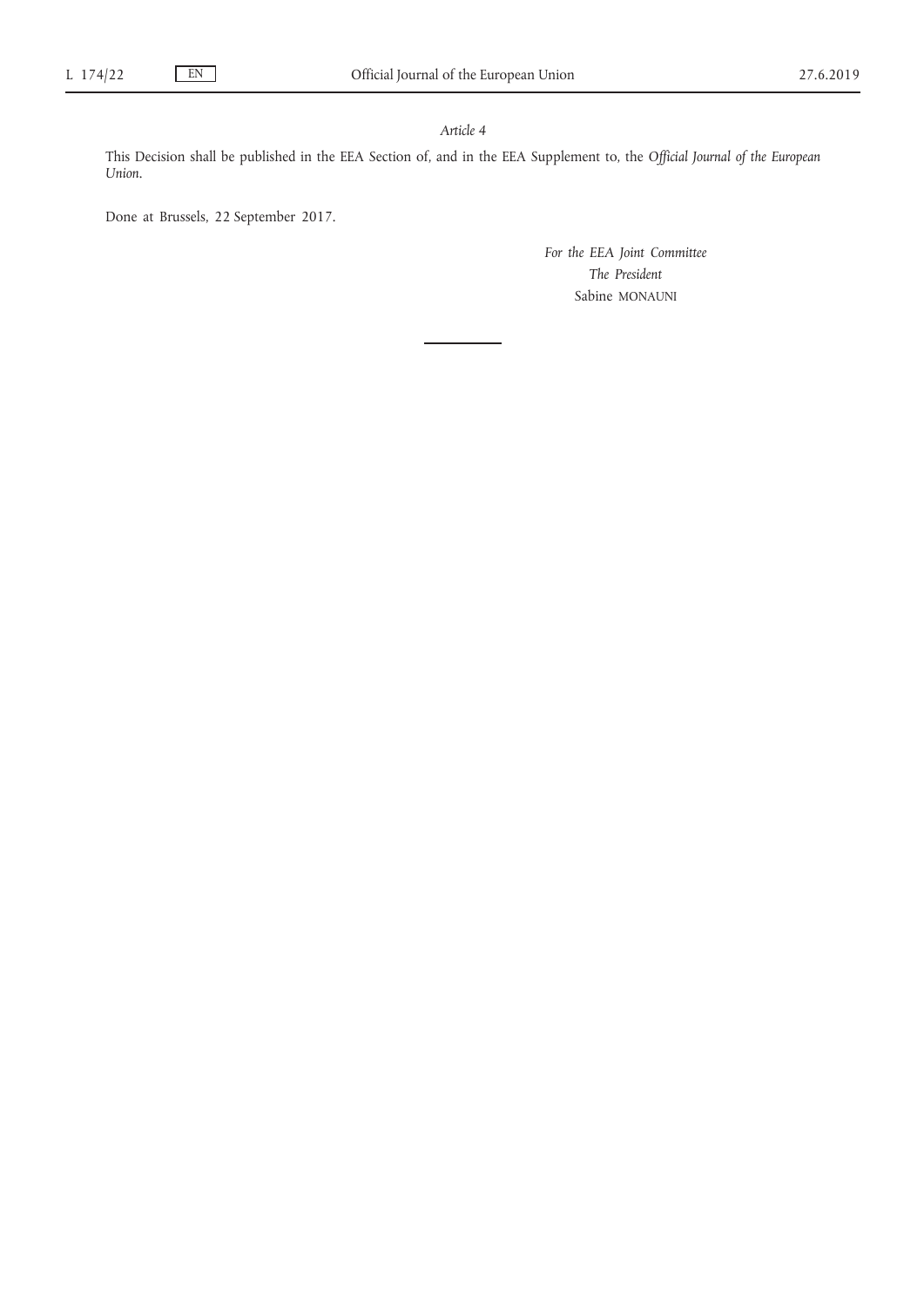*Article 4*

This Decision shall be published in the EEA Section of, and in the EEA Supplement to, the *Official Journal of the European Union*.

Done at Brussels, 22 September 2017.

*For the EEA Joint Committee*

*The President*

Sabine MONAUNI